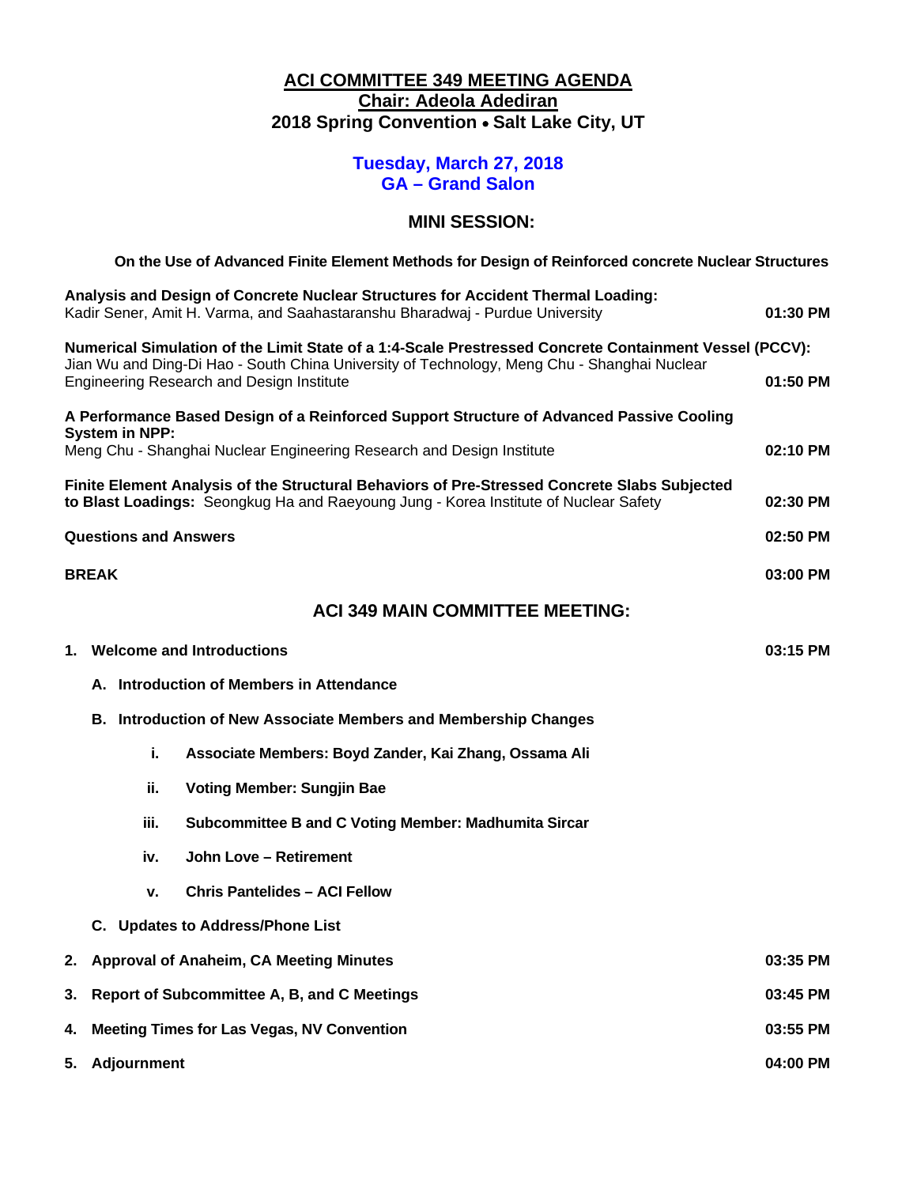# ACI COMMITTEE 349 MEETING AGENDA

## Chair: Adeola Adediran

## 2018 Spring Convention • Salt Lake City, UT

### Tuesday, March 27, 2018
### GA – Grand Salon

## MINI SESSION:

**On the Use of Advanced Finite Element Methods for Design of Reinforced concrete Nuclear Structures**

| | |
|---|---|
| **Analysis and Design of Concrete Nuclear Structures for Accident Thermal Loading:** Kadir Sener, Amit H. Varma, and Saahastaranshu Bharadwaj - Purdue University | **01:30 PM** |
| **Numerical Simulation of the Limit State of a 1:4-Scale Prestressed Concrete Containment Vessel (PCCV):** Jian Wu and Ding-Di Hao - South China University of Technology, Meng Chu - Shanghai Nuclear Engineering Research and Design Institute | **01:50 PM** |
| **A Performance Based Design of a Reinforced Support Structure of Advanced Passive Cooling System in NPP:** Meng Chu - Shanghai Nuclear Engineering Research and Design Institute | **02:10 PM** |
| **Finite Element Analysis of the Structural Behaviors of Pre-Stressed Concrete Slabs Subjected to Blast Loadings:** Seongkug Ha and Raeyoung Jung - Korea Institute of Nuclear Safety | **02:30 PM** |
| **Questions and Answers** | **02:50 PM** |
| **BREAK** | **03:00 PM** |

## ACI 349 MAIN COMMITTEE MEETING:

1. **Welcome and Introductions** — **03:15 PM**
   - A. **Introduction of Members in Attendance**
   - B. **Introduction of New Associate Members and Membership Changes**
     - i. **Associate Members: Boyd Zander, Kai Zhang, Ossama Ali**
     - ii. **Voting Member: Sungjin Bae**
     - iii. **Subcommittee B and C Voting Member: Madhumita Sircar**
     - iv. **John Love – Retirement**
     - v. **Chris Pantelides – ACI Fellow**
   - C. **Updates to Address/Phone List**
2. **Approval of Anaheim, CA Meeting Minutes** — **03:35 PM**
3. **Report of Subcommittee A, B, and C Meetings** — **03:45 PM**
4. **Meeting Times for Las Vegas, NV Convention** — **03:55 PM**
5. **Adjournment** — **04:00 PM**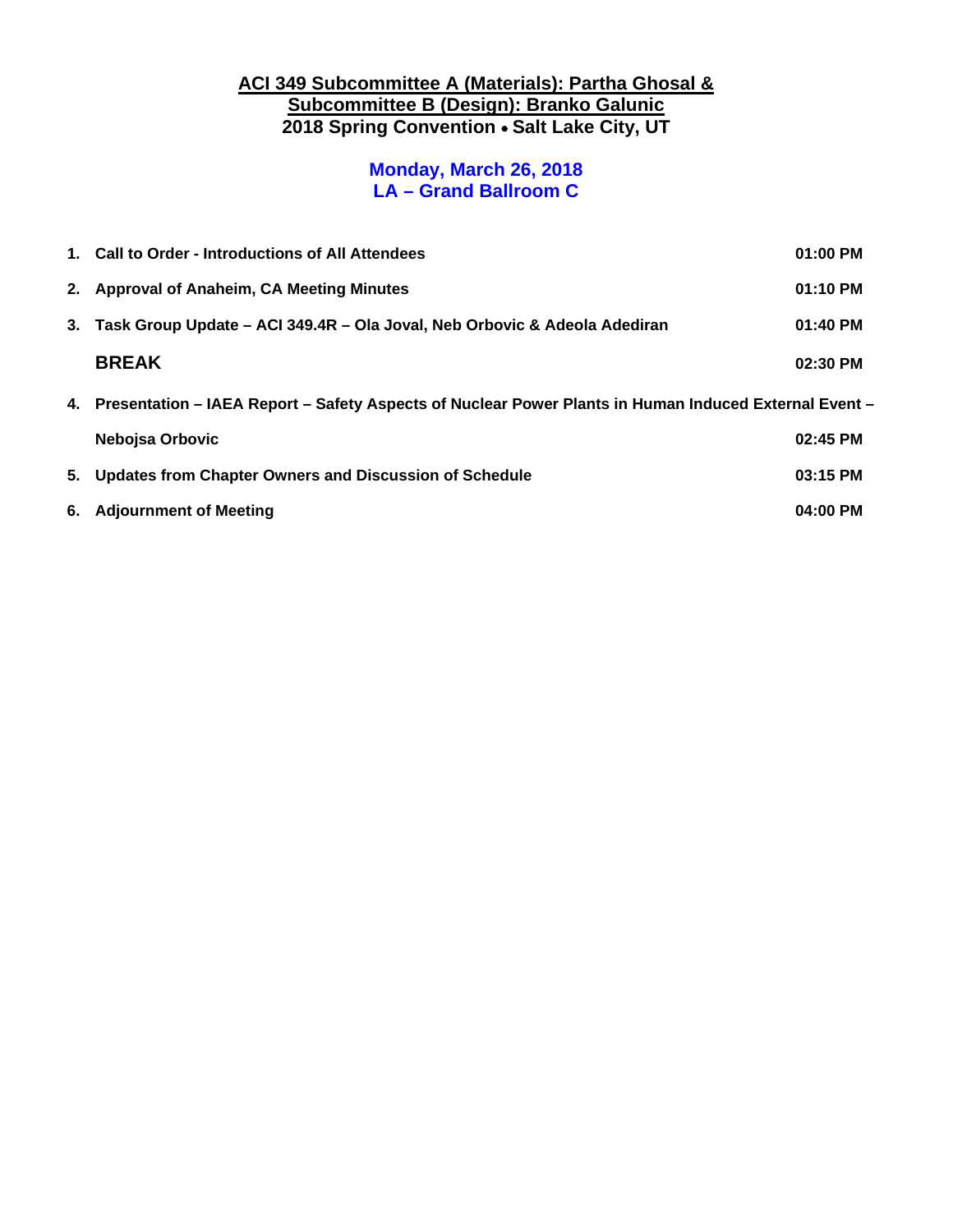## ACI 349 Subcommittee A (Materials): Partha Ghosal & Subcommittee B (Design): Branko Galunic

**2018 Spring Convention • Salt Lake City, UT**

### Monday, March 26, 2018
### LA – Grand Ballroom C

| | Item | Time |
|---|---|---|
| 1. | Call to Order - Introductions of All Attendees | 01:00 PM |
| 2. | Approval of Anaheim, CA Meeting Minutes | 01:10 PM |
| 3. | Task Group Update – ACI 349.4R – Ola Joval, Neb Orbovic & Adeola Adediran | 01:40 PM |
| | **BREAK** | 02:30 PM |
| 4. | Presentation – IAEA Report – Safety Aspects of Nuclear Power Plants in Human Induced External Event – Nebojsa Orbovic | 02:45 PM |
| 5. | Updates from Chapter Owners and Discussion of Schedule | 03:15 PM |
| 6. | Adjournment of Meeting | 04:00 PM |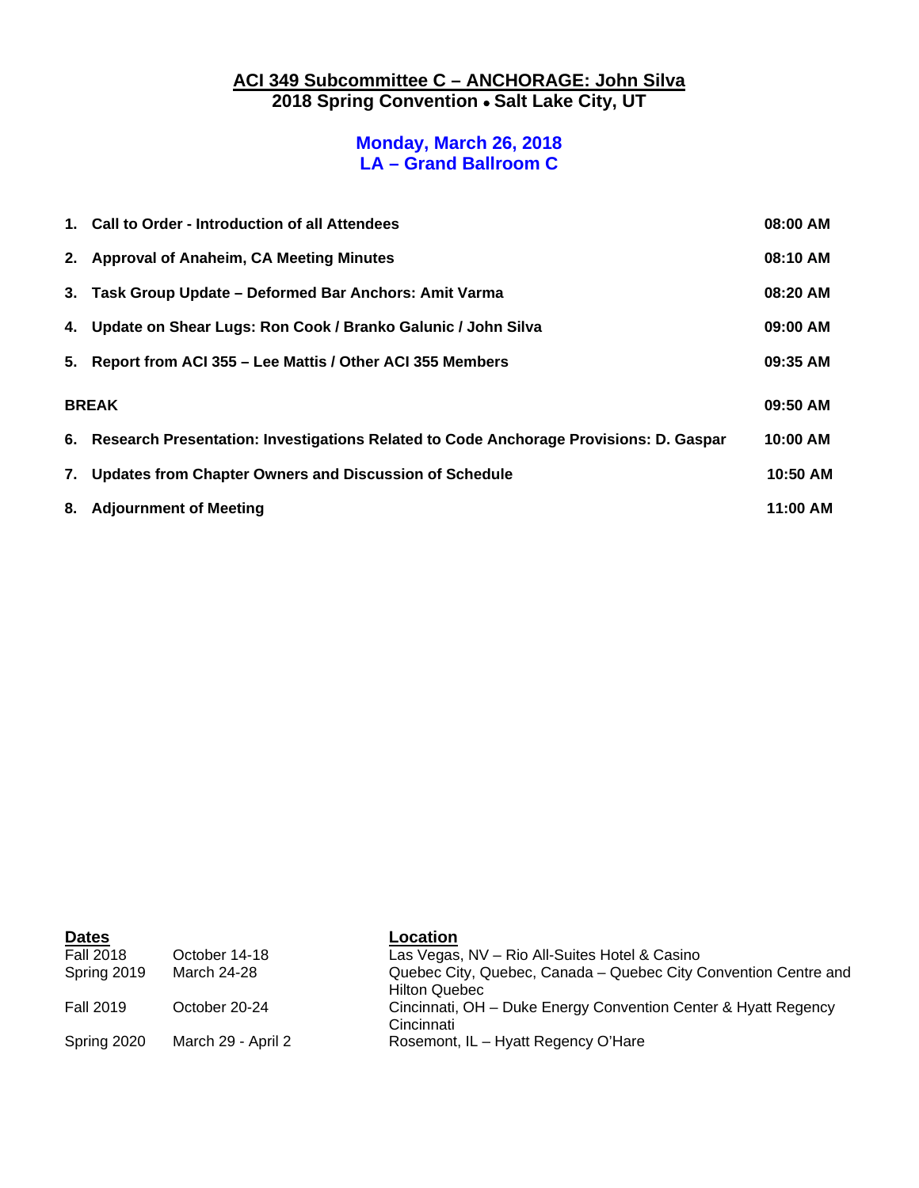# ACI 349 Subcommittee C – ANCHORAGE: John Silva

## 2018 Spring Convention • Salt Lake City, UT

### Monday, March 26, 2018
### LA – Grand Ballroom C

| | | |
|---|---|---|
| 1. | **Call to Order - Introduction of all Attendees** | **08:00 AM** |
| 2. | **Approval of Anaheim, CA Meeting Minutes** | **08:10 AM** |
| 3. | **Task Group Update – Deformed Bar Anchors: Amit Varma** | **08:20 AM** |
| 4. | **Update on Shear Lugs: Ron Cook / Branko Galunic / John Silva** | **09:00 AM** |
| 5. | **Report from ACI 355 – Lee Mattis / Other ACI 355 Members** | **09:35 AM** |
| **BREAK** | | **09:50 AM** |
| 6. | **Research Presentation: Investigations Related to Code Anchorage Provisions: D. Gaspar** | **10:00 AM** |
| 7. | **Updates from Chapter Owners and Discussion of Schedule** | **10:50 AM** |
| 8. | **Adjournment of Meeting** | **11:00 AM** |

| **Dates** | | **Location** |
|---|---|---|
| Fall 2018 | October 14-18 | Las Vegas, NV – Rio All-Suites Hotel & Casino |
| Spring 2019 | March 24-28 | Quebec City, Quebec, Canada – Quebec City Convention Centre and Hilton Quebec |
| Fall 2019 | October 20-24 | Cincinnati, OH – Duke Energy Convention Center & Hyatt Regency Cincinnati |
| Spring 2020 | March 29 - April 2 | Rosemont, IL – Hyatt Regency O'Hare |